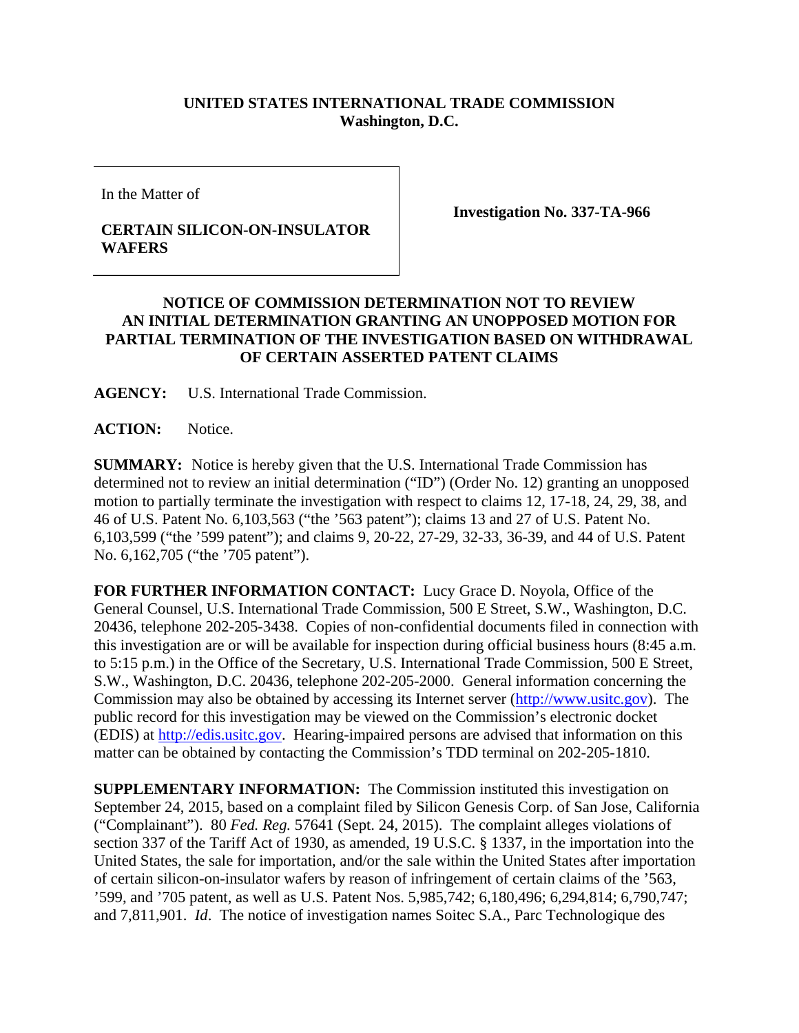**UNITED STATES INTERNATIONAL TRADE COMMISSION**
**Washington, D.C.**

| In the Matter of<br><br>**CERTAIN SILICON-ON-INSULATOR WAFERS** | **Investigation No. 337-TA-966** |
|---|---|

**NOTICE OF COMMISSION DETERMINATION NOT TO REVIEW AN INITIAL DETERMINATION GRANTING AN UNOPPOSED MOTION FOR PARTIAL TERMINATION OF THE INVESTIGATION BASED ON WITHDRAWAL OF CERTAIN ASSERTED PATENT CLAIMS**

**AGENCY:** U.S. International Trade Commission.

**ACTION:** Notice.

**SUMMARY:** Notice is hereby given that the U.S. International Trade Commission has determined not to review an initial determination ("ID") (Order No. 12) granting an unopposed motion to partially terminate the investigation with respect to claims 12, 17-18, 24, 29, 38, and 46 of U.S. Patent No. 6,103,563 ("the '563 patent"); claims 13 and 27 of U.S. Patent No. 6,103,599 ("the '599 patent"); and claims 9, 20-22, 27-29, 32-33, 36-39, and 44 of U.S. Patent No. 6,162,705 ("the '705 patent").

**FOR FURTHER INFORMATION CONTACT:** Lucy Grace D. Noyola, Office of the General Counsel, U.S. International Trade Commission, 500 E Street, S.W., Washington, D.C. 20436, telephone 202-205-3438. Copies of non-confidential documents filed in connection with this investigation are or will be available for inspection during official business hours (8:45 a.m. to 5:15 p.m.) in the Office of the Secretary, U.S. International Trade Commission, 500 E Street, S.W., Washington, D.C. 20436, telephone 202-205-2000. General information concerning the Commission may also be obtained by accessing its Internet server (http://www.usitc.gov). The public record for this investigation may be viewed on the Commission's electronic docket (EDIS) at http://edis.usitc.gov. Hearing-impaired persons are advised that information on this matter can be obtained by contacting the Commission's TDD terminal on 202-205-1810.

**SUPPLEMENTARY INFORMATION:** The Commission instituted this investigation on September 24, 2015, based on a complaint filed by Silicon Genesis Corp. of San Jose, California ("Complainant"). 80 *Fed. Reg.* 57641 (Sept. 24, 2015). The complaint alleges violations of section 337 of the Tariff Act of 1930, as amended, 19 U.S.C. § 1337, in the importation into the United States, the sale for importation, and/or the sale within the United States after importation of certain silicon-on-insulator wafers by reason of infringement of certain claims of the '563, '599, and '705 patent, as well as U.S. Patent Nos. 5,985,742; 6,180,496; 6,294,814; 6,790,747; and 7,811,901. *Id*. The notice of investigation names Soitec S.A., Parc Technologique des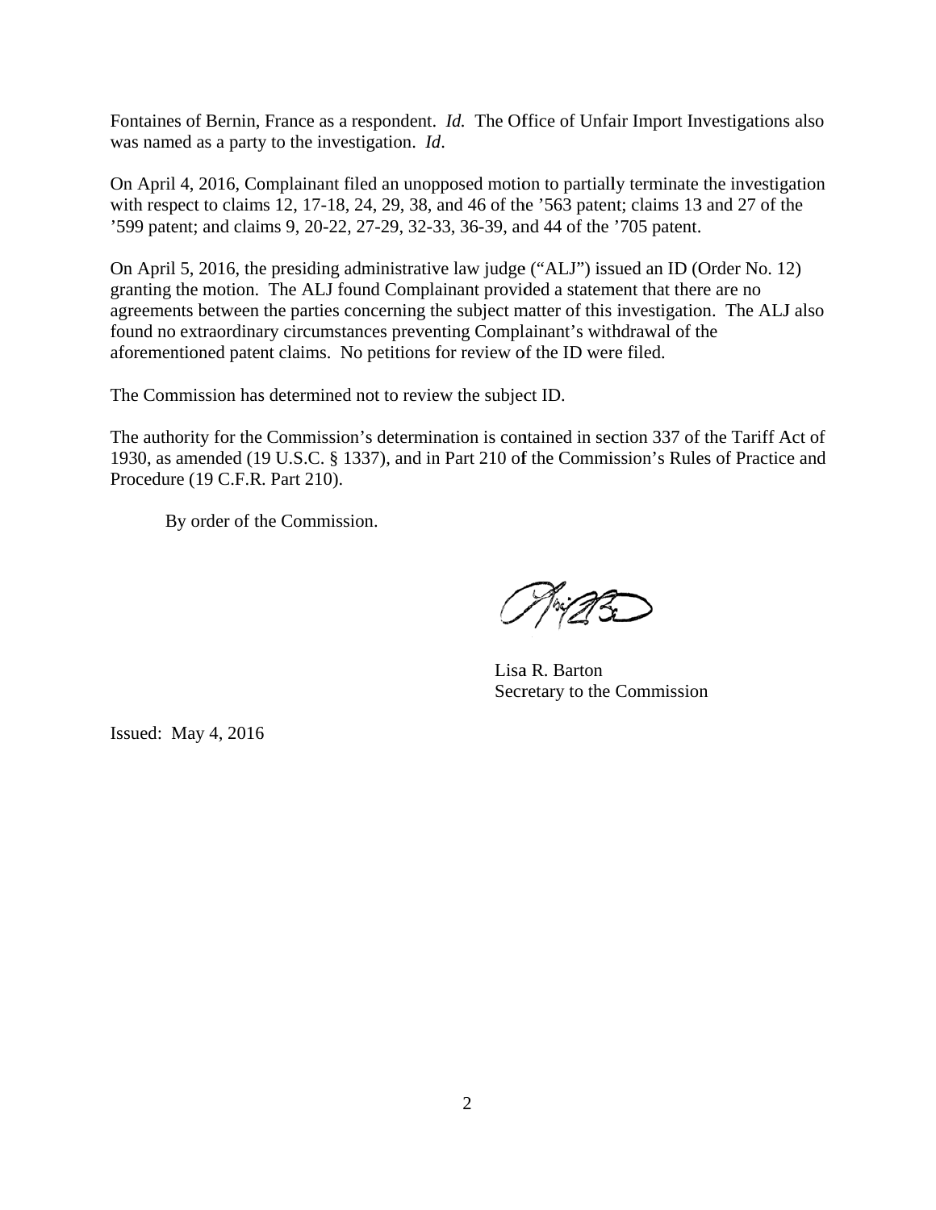Fontaines of Bernin, France as a respondent. *Id.* The Office of Unfair Import Investigations also was named as a party to the investigation. *Id*.

On April 4, 2016, Complainant filed an unopposed motion to partially terminate the investigation with respect to claims 12, 17-18, 24, 29, 38, and 46 of the '563 patent; claims 13 and 27 of the '599 patent; and claims 9, 20-22, 27-29, 32-33, 36-39, and 44 of the '705 patent.

On April 5, 2016, the presiding administrative law judge ("ALJ") issued an ID (Order No. 12) granting the motion. The ALJ found Complainant provided a statement that there are no agreements between the parties concerning the subject matter of this investigation. The ALJ also found no extraordinary circumstances preventing Complainant's withdrawal of the aforementioned patent claims. No petitions for review of the ID were filed.

The Commission has determined not to review the subject ID.

The authority for the Commission's determination is contained in section 337 of the Tariff Act of 1930, as amended (19 U.S.C. § 1337), and in Part 210 of the Commission's Rules of Practice and Procedure (19 C.F.R. Part 210).

By order of the Commission.

Lisa R. Barton
Secretary to the Commission

Issued: May 4, 2016